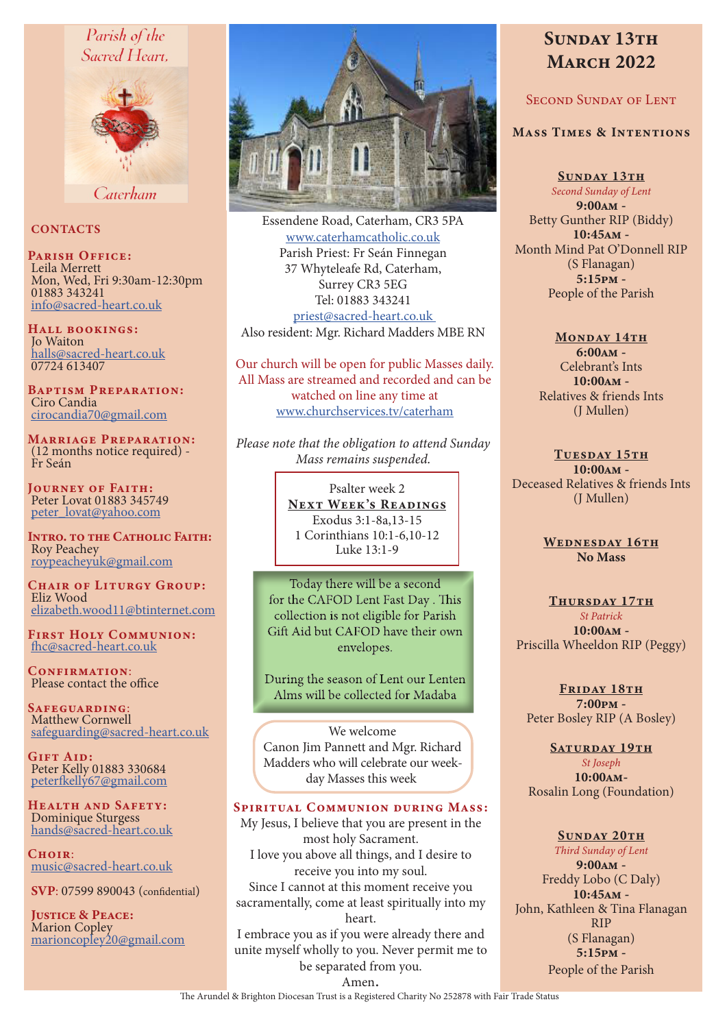Parish of the Sacred Heart, Caterham

## CONTACTS

**Parish Office:**
Leila Merrett
Mon, Wed, Fri 9:30am-12:30pm
01883 343241
info@sacred-heart.co.uk

**Hall bookings:**
Jo Waiton
halls@sacred-heart.co.uk
07724 613407

**Baptism Preparation:**
Ciro Candia
cirocandia70@gmail.com

**Marriage Preparation:**
(12 months notice required) - Fr Seán

**Journey of Faith:**
Peter Lovat 01883 345749
peter_lovat@yahoo.com

**Intro. to the Catholic Faith:**
Roy Peachey
roypeacheyuk@gmail.com

**Chair of Liturgy Group:**
Eliz Wood
elizabeth.wood11@btinternet.com

**First Holy Communion:**
fhc@sacred-heart.co.uk

**Confirmation:**
Please contact the office

**Safeguarding:**
Matthew Cornwell
safeguarding@sacred-heart.co.uk

**Gift Aid:**
Peter Kelly 01883 330684
peterfkelly67@gmail.com

**Health and Safety:**
Dominique Sturgess
hands@sacred-heart.co.uk

**Choir:**
music@sacred-heart.co.uk

**SVP**: 07599 890043 (confidential)

**Justice & Peace:**
Marion Copley
marioncopley20@gmail.com

Essendene Road, Caterham, CR3 5PA
www.caterhamcatholic.co.uk
Parish Priest: Fr Seán Finnegan
37 Whyteleafe Rd, Caterham,
Surrey CR3 5EG
Tel: 01883 343241
priest@sacred-heart.co.uk
Also resident: Mgr. Richard Madders MBE RN

Our church will be open for public Masses daily. All Mass are streamed and recorded and can be watched on line any time at www.churchservices.tv/caterham

*Please note that the obligation to attend Sunday Mass remains suspended.*

Psalter week 2

**Next Week's Readings**
Exodus 3:1-8a,13-15
1 Corinthians 10:1-6,10-12
Luke 13:1-9

Today there will be a second for the CAFOD Lent Fast Day . This collection is not eligible for Parish Gift Aid but CAFOD have their own envelopes.

During the season of Lent our Lenten Alms will be collected for Madaba

We welcome Canon Jim Pannett and Mgr. Richard Madders who will celebrate our week-day Masses this week

**Spiritual Communion during Mass:**
My Jesus, I believe that you are present in the most holy Sacrament.
I love you above all things, and I desire to receive you into my soul.
Since I cannot at this moment receive you sacramentally, come at least spiritually into my heart.
I embrace you as if you were already there and unite myself wholly to you. Never permit me to be separated from you.
Amen.

# Sunday 13th March 2022

## Second Sunday of Lent

## Mass Times & Intentions

**Sunday 13th**
*Second Sunday of Lent*
**9:00am** -
Betty Gunther RIP (Biddy)
**10:45am** -
Month Mind Pat O'Donnell RIP (S Flanagan)
**5:15pm** -
People of the Parish

**Monday 14th**
**6:00am** -
Celebrant's Ints
**10:00am** -
Relatives & friends Ints (J Mullen)

**Tuesday 15th**
**10:00am** -
Deceased Relatives & friends Ints (J Mullen)

**Wednesday 16th**
**No Mass**

**Thursday 17th**
*St Patrick*
**10:00am** -
Priscilla Wheeldon RIP (Peggy)

**Friday 18th**
**7:00pm** -
Peter Bosley RIP (A Bosley)

**Saturday 19th**
*St Joseph*
**10:00am**-
Rosalin Long (Foundation)

**Sunday 20th**
*Third Sunday of Lent*
**9:00am** -
Freddy Lobo (C Daly)
**10:45am** -
John, Kathleen & Tina Flanagan RIP
(S Flanagan)
**5:15pm** -
People of the Parish

The Arundel & Brighton Diocesan Trust is a Registered Charity No 252878 with Fair Trade Status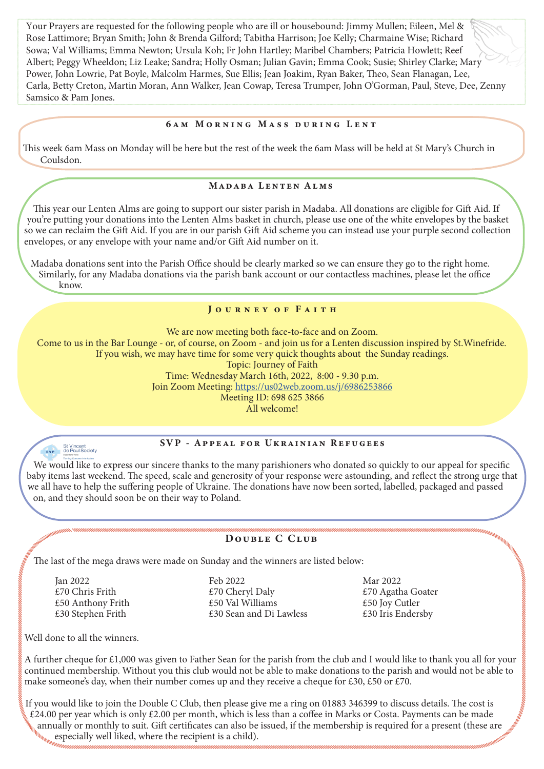Your Prayers are requested for the following people who are ill or housebound: Jimmy Mullen; Eileen, Mel & Rose Lattimore; Bryan Smith; John & Brenda Gilford; Tabitha Harrison; Joe Kelly; Charmaine Wise; Richard Sowa; Val Williams; Emma Newton; Ursula Koh; Fr John Hartley; Maribel Chambers; Patricia Howlett; Reef Albert; Peggy Wheeldon; Liz Leake; Sandra; Holly Osman; Julian Gavin; Emma Cook; Susie; Shirley Clarke; Mary Power, John Lowrie, Pat Boyle, Malcolm Harmes, Sue Ellis; Jean Joakim, Ryan Baker, Theo, Sean Flanagan, Lee, Carla, Betty Creton, Martin Moran, Ann Walker, Jean Cowap, Teresa Trumper, John O'Gorman, Paul, Steve, Dee, Zenny Samsico & Pam Jones.

## 6am Morning Mass during Lent

This week 6am Mass on Monday will be here but the rest of the week the 6am Mass will be held at St Mary's Church in Coulsdon.

## Madaba Lenten Alms

This year our Lenten Alms are going to support our sister parish in Madaba. All donations are eligible for Gift Aid. If you're putting your donations into the Lenten Alms basket in church, please use one of the white envelopes by the basket so we can reclaim the Gift Aid. If you are in our parish Gift Aid scheme you can instead use your purple second collection envelopes, or any envelope with your name and/or Gift Aid number on it.

Madaba donations sent into the Parish Office should be clearly marked so we can ensure they go to the right home. Similarly, for any Madaba donations via the parish bank account or our contactless machines, please let the office know.

## Journey of Faith

We are now meeting both face-to-face and on Zoom.
Come to us in the Bar Lounge - or, of course, on Zoom - and join us for a Lenten discussion inspired by St.Winefride.
If you wish, we may have time for some very quick thoughts about the Sunday readings.
Topic: Journey of Faith
Time: Wednesday March 16th, 2022, 8:00 - 9.30 p.m.
Join Zoom Meeting: https://us02web.zoom.us/j/6986253866
Meeting ID: 698 625 3866
All welcome!

## SVP - Appeal for Ukrainian Refugees

St Vincent de Paul Society

We would like to express our sincere thanks to the many parishioners who donated so quickly to our appeal for specific baby items last weekend. The speed, scale and generosity of your response were astounding, and reflect the strong urge that we all have to help the suffering people of Ukraine. The donations have now been sorted, labelled, packaged and passed on, and they should soon be on their way to Poland.

## Double C Club

The last of the mega draws were made on Sunday and the winners are listed below:

| Jan 2022 | Feb 2022 | Mar 2022 |
|---|---|---|
| £70 Chris Frith | £70 Cheryl Daly | £70 Agatha Goater |
| £50 Anthony Frith | £50 Val Williams | £50 Joy Cutler |
| £30 Stephen Frith | £30 Sean and Di Lawless | £30 Iris Endersby |

Well done to all the winners.

A further cheque for £1,000 was given to Father Sean for the parish from the club and I would like to thank you all for your continued membership. Without you this club would not be able to make donations to the parish and would not be able to make someone's day, when their number comes up and they receive a cheque for £30, £50 or £70.

If you would like to join the Double C Club, then please give me a ring on 01883 346399 to discuss details. The cost is £24.00 per year which is only £2.00 per month, which is less than a coffee in Marks or Costa. Payments can be made annually or monthly to suit. Gift certificates can also be issued, if the membership is required for a present (these are especially well liked, where the recipient is a child).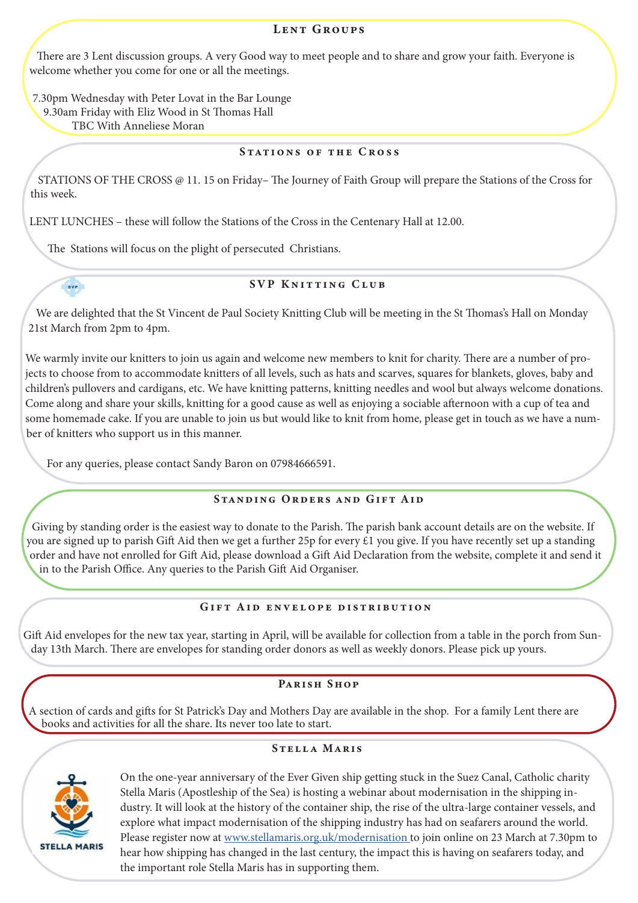## Lent Groups

There are 3 Lent discussion groups. A very Good way to meet people and to share and grow your faith. Everyone is welcome whether you come for one or all the meetings.

7.30pm Wednesday with Peter Lovat in the Bar Lounge
9.30am Friday with Eliz Wood in St Thomas Hall
TBC With Anneliese Moran

## Stations of the Cross

STATIONS OF THE CROSS @ 11. 15 on Friday– The Journey of Faith Group will prepare the Stations of the Cross for this week.

LENT LUNCHES – these will follow the Stations of the Cross in the Centenary Hall at 12.00.

The Stations will focus on the plight of persecuted Christians.

## SVP Knitting Club

We are delighted that the St Vincent de Paul Society Knitting Club will be meeting in the St Thomas's Hall on Monday 21st March from 2pm to 4pm.

We warmly invite our knitters to join us again and welcome new members to knit for charity. There are a number of projects to choose from to accommodate knitters of all levels, such as hats and scarves, squares for blankets, gloves, baby and children's pullovers and cardigans, etc. We have knitting patterns, knitting needles and wool but always welcome donations. Come along and share your skills, knitting for a good cause as well as enjoying a sociable afternoon with a cup of tea and some homemade cake. If you are unable to join us but would like to knit from home, please get in touch as we have a number of knitters who support us in this manner.

For any queries, please contact Sandy Baron on 07984666591.

## Standing Orders and Gift Aid

Giving by standing order is the easiest way to donate to the Parish. The parish bank account details are on the website. If you are signed up to parish Gift Aid then we get a further 25p for every £1 you give. If you have recently set up a standing order and have not enrolled for Gift Aid, please download a Gift Aid Declaration from the website, complete it and send it in to the Parish Office. Any queries to the Parish Gift Aid Organiser.

## Gift Aid envelope distribution

Gift Aid envelopes for the new tax year, starting in April, will be available for collection from a table in the porch from Sunday 13th March. There are envelopes for standing order donors as well as weekly donors. Please pick up yours.

## Parish Shop

A section of cards and gifts for St Patrick's Day and Mothers Day are available in the shop. For a family Lent there are books and activities for all the share. Its never too late to start.

## Stella Maris

On the one-year anniversary of the Ever Given ship getting stuck in the Suez Canal, Catholic charity Stella Maris (Apostleship of the Sea) is hosting a webinar about modernisation in the shipping industry. It will look at the history of the container ship, the rise of the ultra-large container vessels, and explore what impact modernisation of the shipping industry has had on seafarers around the world. Please register now at www.stellamaris.org.uk/modernisation to join online on 23 March at 7.30pm to hear how shipping has changed in the last century, the impact this is having on seafarers today, and the important role Stella Maris has in supporting them.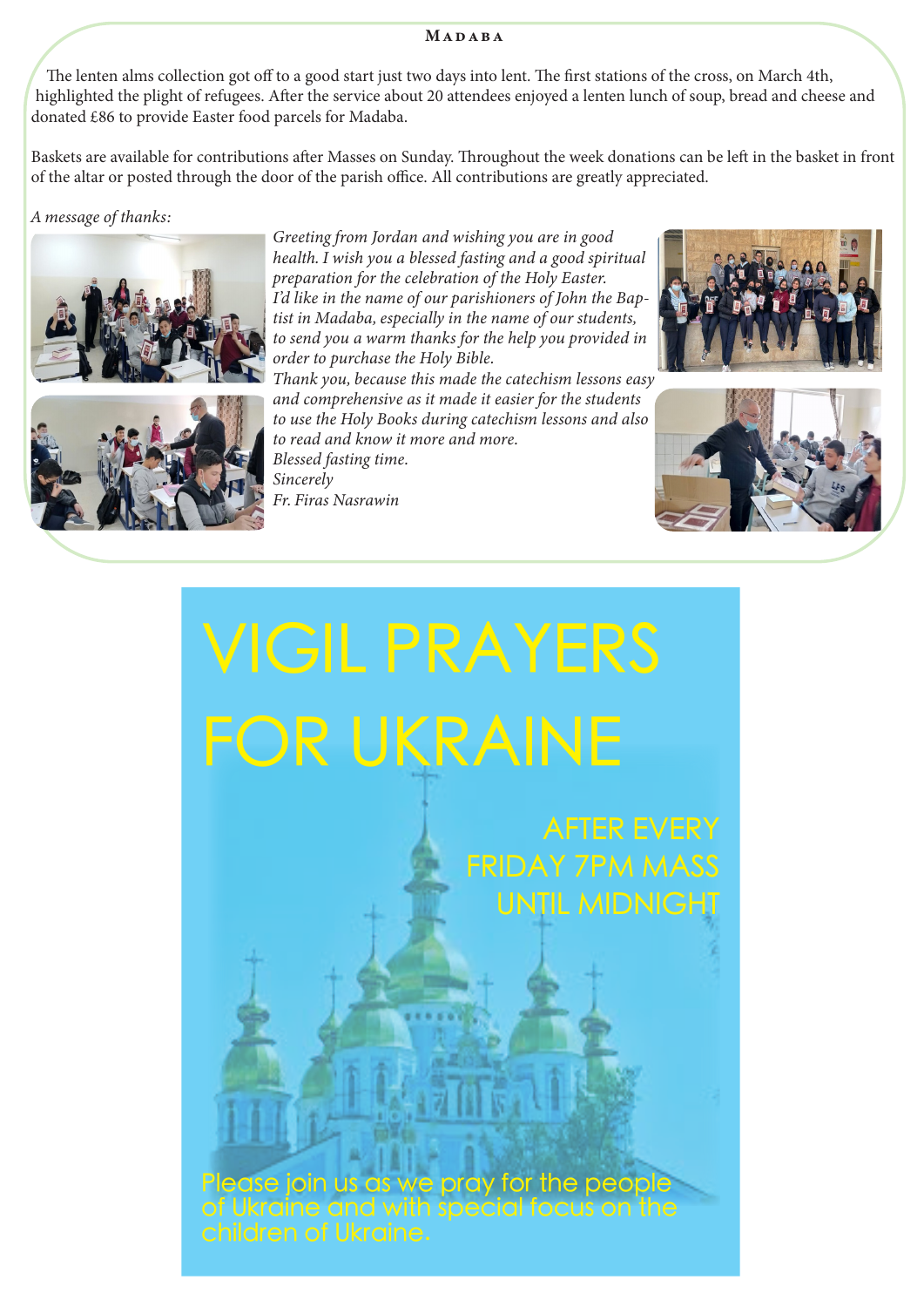## Madaba

The lenten alms collection got off to a good start just two days into lent. The first stations of the cross, on March 4th, highlighted the plight of refugees. After the service about 20 attendees enjoyed a lenten lunch of soup, bread and cheese and donated £86 to provide Easter food parcels for Madaba.

Baskets are available for contributions after Masses on Sunday. Throughout the week donations can be left in the basket in front of the altar or posted through the door of the parish office. All contributions are greatly appreciated.

*A message of thanks:*

*Greeting from Jordan and wishing you are in good health. I wish you a blessed fasting and a good spiritual preparation for the celebration of the Holy Easter.*
*I'd like in the name of our parishioners of John the Baptist in Madaba, especially in the name of our students, to send you a warm thanks for the help you provided in order to purchase the Holy Bible.*
*Thank you, because this made the catechism lessons easy and comprehensive as it made it easier for the students to use the Holy Books during catechism lessons and also to read and know it more and more.*
*Blessed fasting time.*
*Sincerely*
*Fr. Firas Nasrawin*

# VIGIL PRAYERS FOR UKRAINE

AFTER EVERY FRIDAY 7PM MASS UNTIL MIDNIGHT

Please join us as we pray for the people of Ukraine and with special focus on the children of Ukraine.